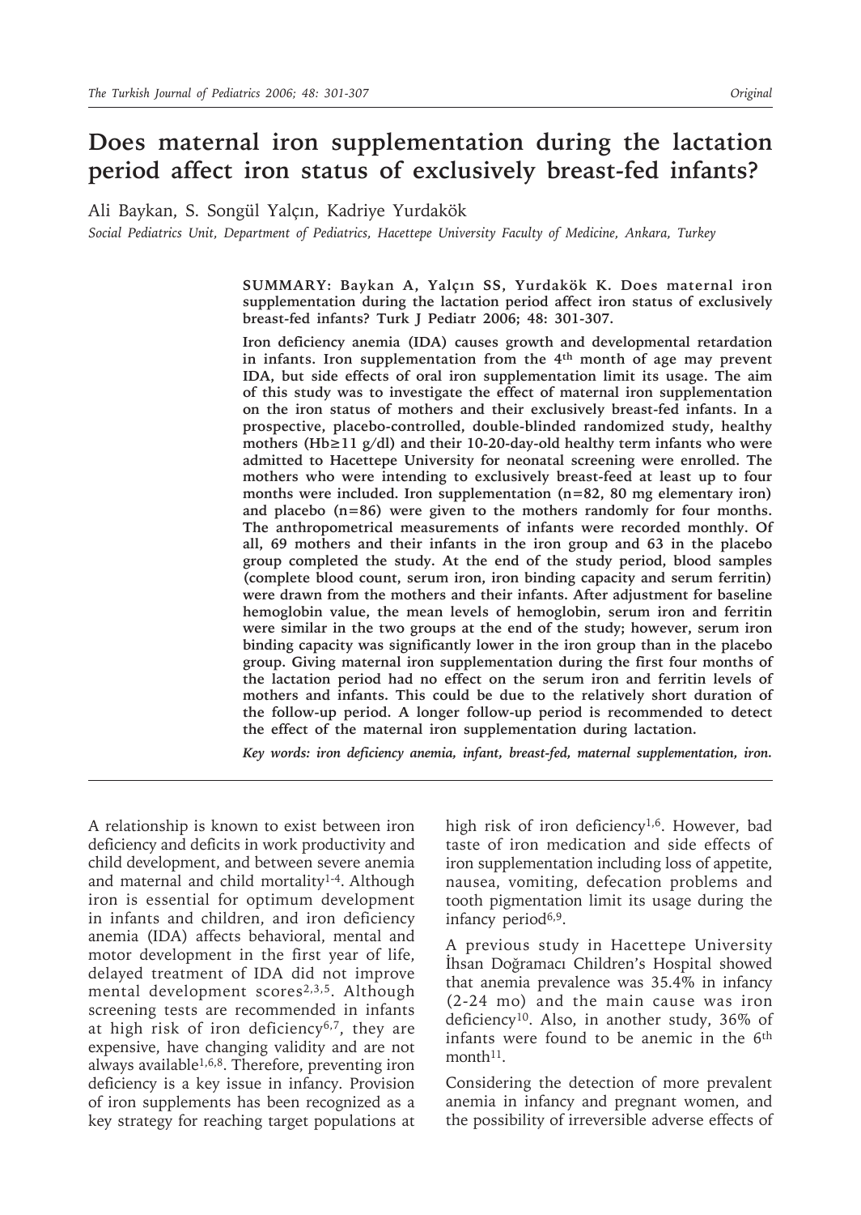# Does maternal iron supplementation during the lactation period affect iron status of exclusively breast-fed infants?

Ali Baykan, S. Songül Yalçın, Kadriye Yurdakök

*Social Pediatrics Unit, Department of Pediatrics, Hacettepe University Faculty of Medicine, Ankara, Turkey*

**SUMMARY: Baykan A, Yalçın SS, Yurdakök K. Does maternal iron supplementation during the lactation period affect iron status of exclusively breast-fed infants? Turk J Pediatr 2006; 48: 301-307.**

**Iron deficiency anemia (IDA) causes growth and developmental retardation in infants. Iron supplementation from the 4th month of age may prevent IDA, but side effects of oral iron supplementation limit its usage. The aim of this study was to investigate the effect of maternal iron supplementation on the iron status of mothers and their exclusively breast-fed infants. In a prospective, placebo-controlled, double-blinded randomized study, healthy mothers (Hb≥11 g/dl) and their 10-20-day-old healthy term infants who were admitted to Hacettepe University for neonatal screening were enrolled. The mothers who were intending to exclusively breast-feed at least up to four months were included. Iron supplementation (n=82, 80 mg elementary iron) and placebo (n=86) were given to the mothers randomly for four months. The anthropometrical measurements of infants were recorded monthly. Of all, 69 mothers and their infants in the iron group and 63 in the placebo group completed the study. At the end of the study period, blood samples (complete blood count, serum iron, iron binding capacity and serum ferritin) were drawn from the mothers and their infants. After adjustment for baseline hemoglobin value, the mean levels of hemoglobin, serum iron and ferritin were similar in the two groups at the end of the study; however, serum iron binding capacity was significantly lower in the iron group than in the placebo group. Giving maternal iron supplementation during the first four months of the lactation period had no effect on the serum iron and ferritin levels of mothers and infants. This could be due to the relatively short duration of the follow-up period. A longer follow-up period is recommended to detect the effect of the maternal iron supplementation during lactation.**

***Key words: iron deficiency anemia, infant, breast-fed, maternal supplementation, iron.***

A relationship is known to exist between iron deficiency and deficits in work productivity and child development, and between severe anemia and maternal and child mortality[1-4]. Although iron is essential for optimum development in infants and children, and iron deficiency anemia (IDA) affects behavioral, mental and motor development in the first year of life, delayed treatment of IDA did not improve mental development scores[2,3,5]. Although screening tests are recommended in infants at high risk of iron deficiency[6,7], they are expensive, have changing validity and are not always available[1,6,8]. Therefore, preventing iron deficiency is a key issue in infancy. Provision of iron supplements has been recognized as a key strategy for reaching target populations at high risk of iron deficiency[1,6]. However, bad taste of iron medication and side effects of iron supplementation including loss of appetite, nausea, vomiting, defecation problems and tooth pigmentation limit its usage during the infancy period[6,9].

A previous study in Hacettepe University İhsan Doğramacı Children's Hospital showed that anemia prevalence was 35.4% in infancy (2-24 mo) and the main cause was iron deficiency[10]. Also, in another study, 36% of infants were found to be anemic in the 6th month[11].

Considering the detection of more prevalent anemia in infancy and pregnant women, and the possibility of irreversible adverse effects of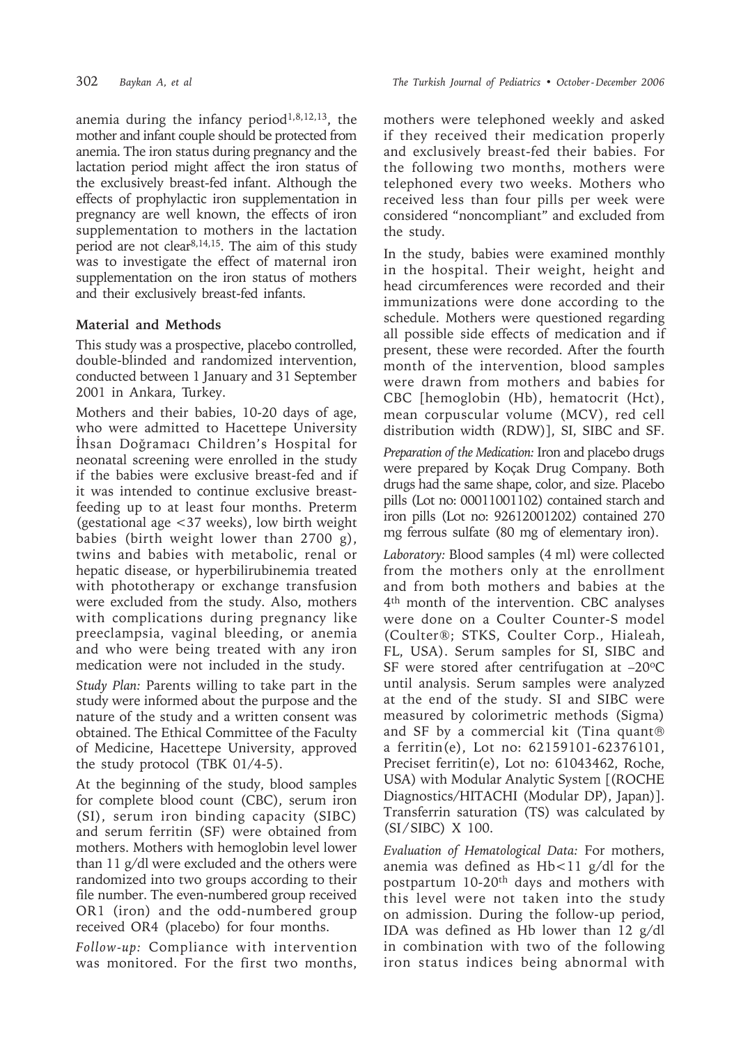anemia during the infancy period[1,8,12,13], the mother and infant couple should be protected from anemia. The iron status during pregnancy and the lactation period might affect the iron status of the exclusively breast-fed infant. Although the effects of prophylactic iron supplementation in pregnancy are well known, the effects of iron supplementation to mothers in the lactation period are not clear[8,14,15]. The aim of this study was to investigate the effect of maternal iron supplementation on the iron status of mothers and their exclusively breast-fed infants.

## Material and Methods

This study was a prospective, placebo controlled, double-blinded and randomized intervention, conducted between 1 January and 31 September 2001 in Ankara, Turkey.

Mothers and their babies, 10-20 days of age, who were admitted to Hacettepe University İhsan Doğramacı Children's Hospital for neonatal screening were enrolled in the study if the babies were exclusive breast-fed and if it was intended to continue exclusive breast-feeding up to at least four months. Preterm (gestational age <37 weeks), low birth weight babies (birth weight lower than 2700 g), twins and babies with metabolic, renal or hepatic disease, or hyperbilirubinemia treated with phototherapy or exchange transfusion were excluded from the study. Also, mothers with complications during pregnancy like preeclampsia, vaginal bleeding, or anemia and who were being treated with any iron medication were not included in the study.

*Study Plan:* Parents willing to take part in the study were informed about the purpose and the nature of the study and a written consent was obtained. The Ethical Committee of the Faculty of Medicine, Hacettepe University, approved the study protocol (TBK 01/4-5).

At the beginning of the study, blood samples for complete blood count (CBC), serum iron (SI), serum iron binding capacity (SIBC) and serum ferritin (SF) were obtained from mothers. Mothers with hemoglobin level lower than 11 g/dl were excluded and the others were randomized into two groups according to their file number. The even-numbered group received OR1 (iron) and the odd-numbered group received OR4 (placebo) for four months.

*Follow-up:* Compliance with intervention was monitored. For the first two months, mothers were telephoned weekly and asked if they received their medication properly and exclusively breast-fed their babies. For the following two months, mothers were telephoned every two weeks. Mothers who received less than four pills per week were considered "noncompliant" and excluded from the study.

In the study, babies were examined monthly in the hospital. Their weight, height and head circumferences were recorded and their immunizations were done according to the schedule. Mothers were questioned regarding all possible side effects of medication and if present, these were recorded. After the fourth month of the intervention, blood samples were drawn from mothers and babies for CBC [hemoglobin (Hb), hematocrit (Hct), mean corpuscular volume (MCV), red cell distribution width (RDW)], SI, SIBC and SF.

*Preparation of the Medication:* Iron and placebo drugs were prepared by Koçak Drug Company. Both drugs had the same shape, color, and size. Placebo pills (Lot no: 00011001102) contained starch and iron pills (Lot no: 92612001202) contained 270 mg ferrous sulfate (80 mg of elementary iron).

*Laboratory:* Blood samples (4 ml) were collected from the mothers only at the enrollment and from both mothers and babies at the 4th month of the intervention. CBC analyses were done on a Coulter Counter-S model (Coulter®; STKS, Coulter Corp., Hialeah, FL, USA). Serum samples for SI, SIBC and SF were stored after centrifugation at –20°C until analysis. Serum samples were analyzed at the end of the study. SI and SIBC were measured by colorimetric methods (Sigma) and SF by a commercial kit (Tina quant® a ferritin(e), Lot no: 62159101-62376101, Preciset ferritin(e), Lot no: 61043462, Roche, USA) with Modular Analytic System [(ROCHE Diagnostics/HITACHI (Modular DP), Japan)]. Transferrin saturation (TS) was calculated by (SI/SIBC) X 100.

*Evaluation of Hematological Data:* For mothers, anemia was defined as Hb<11 g/dl for the postpartum 10-20th days and mothers with this level were not taken into the study on admission. During the follow-up period, IDA was defined as Hb lower than 12 g/dl in combination with two of the following iron status indices being abnormal with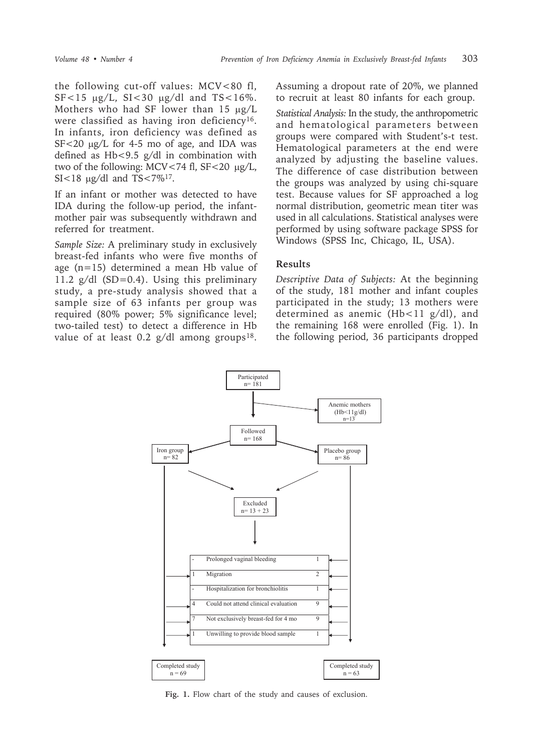the following cut-off values: MCV<80 fl, SF<15 μg/L, SI<30 μg/dl and TS<16%. Mothers who had SF lower than 15 μg/L were classified as having iron deficiency[16]. In infants, iron deficiency was defined as SF<20 μg/L for 4-5 mo of age, and IDA was defined as Hb<9.5 g/dl in combination with two of the following: MCV<74 fl, SF<20 μg/L, SI<18 μg/dl and TS<7%[17].

If an infant or mother was detected to have IDA during the follow-up period, the infant-mother pair was subsequently withdrawn and referred for treatment.

*Sample Size:* A preliminary study in exclusively breast-fed infants who were five months of age (n=15) determined a mean Hb value of 11.2 g/dl (SD=0.4). Using this preliminary study, a pre-study analysis showed that a sample size of 63 infants per group was required (80% power; 5% significance level; two-tailed test) to detect a difference in Hb value of at least 0.2 g/dl among groups[18]. Assuming a dropout rate of 20%, we planned to recruit at least 80 infants for each group.

*Statistical Analysis:* In the study, the anthropometric and hematological parameters between groups were compared with Student's-t test. Hematological parameters at the end were analyzed by adjusting the baseline values. The difference of case distribution between the groups was analyzed by using chi-square test. Because values for SF approached a log normal distribution, geometric mean titer was used in all calculations. Statistical analyses were performed by using software package SPSS for Windows (SPSS Inc, Chicago, IL, USA).

## Results

*Descriptive Data of Subjects:* At the beginning of the study, 181 mother and infant couples participated in the study; 13 mothers were determined as anemic (Hb<11 g/dl), and the remaining 168 were enrolled (Fig. 1). In the following period, 36 participants dropped

Participated n= 181

Anemic mothers (Hb<11g/dl) n=13

Followed n= 168

Iron group n= 82 | Placebo group n= 86

Excluded n= 13 + 23

| Iron group | Cause | Placebo group |
|---|---|---|
| - | Prolonged vaginal bleeding | 1 |
| 1 | Migration | 2 |
| - | Hospitalization for bronchiolitis | 1 |
| 4 | Could not attend clinical evaluation | 9 |
| 7 | Not exclusively breast-fed for 4 mo | 9 |
| 1 | Unwilling to provide blood sample | 1 |

Completed study n = 69 | Completed study n = 63

**Fig. 1.** Flow chart of the study and causes of exclusion.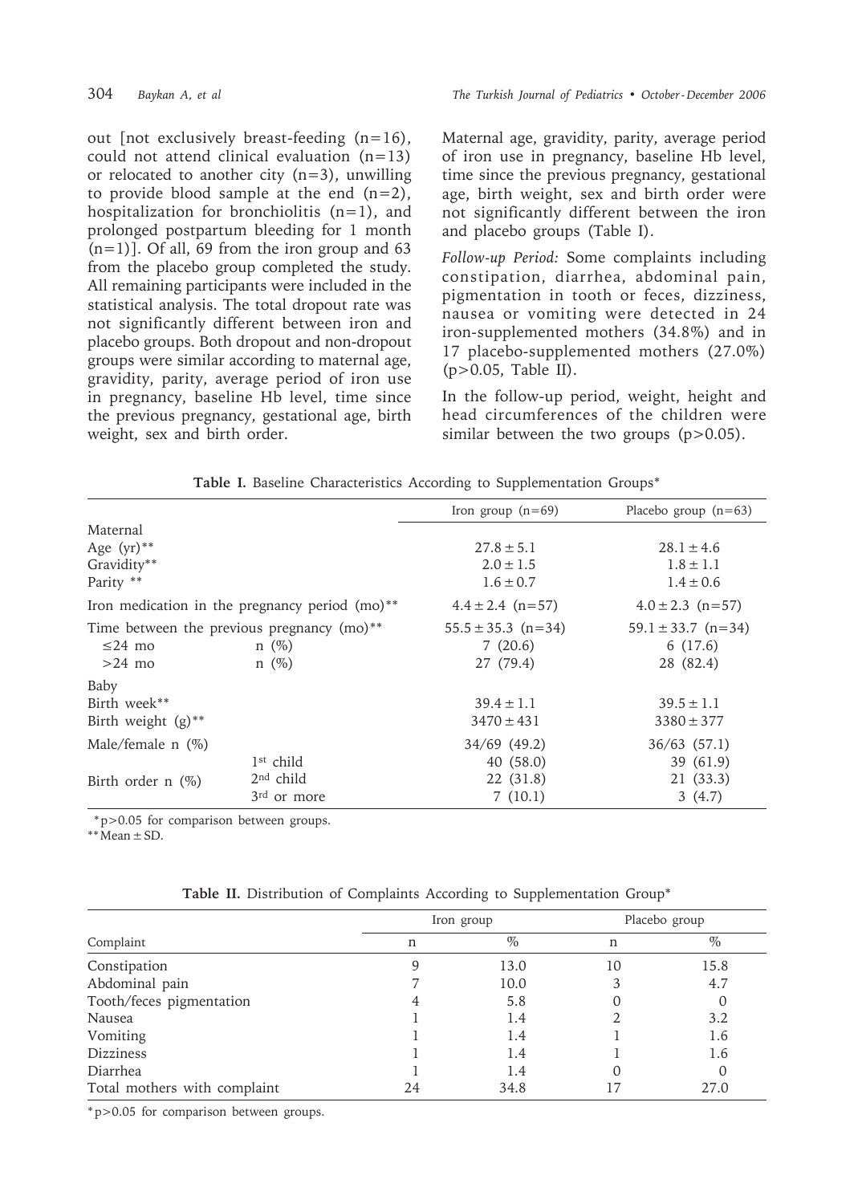out [not exclusively breast-feeding (n=16), could not attend clinical evaluation (n=13) or relocated to another city (n=3), unwilling to provide blood sample at the end (n=2), hospitalization for bronchiolitis (n=1), and prolonged postpartum bleeding for 1 month (n=1)]. Of all, 69 from the iron group and 63 from the placebo group completed the study. All remaining participants were included in the statistical analysis. The total dropout rate was not significantly different between iron and placebo groups. Both dropout and non-dropout groups were similar according to maternal age, gravidity, parity, average period of iron use in pregnancy, baseline Hb level, time since the previous pregnancy, gestational age, birth weight, sex and birth order.

Maternal age, gravidity, parity, average period of iron use in pregnancy, baseline Hb level, time since the previous pregnancy, gestational age, birth weight, sex and birth order were not significantly different between the iron and placebo groups (Table I).

*Follow-up Period:* Some complaints including constipation, diarrhea, abdominal pain, pigmentation in tooth or feces, dizziness, nausea or vomiting were detected in 24 iron-supplemented mothers (34.8%) and in 17 placebo-supplemented mothers (27.0%) ($p>0.05$, Table II).

In the follow-up period, weight, height and head circumferences of the children were similar between the two groups ($p>0.05$).

**Table I.** Baseline Characteristics According to Supplementation Groups*

| | | Iron group (n=69) | Placebo group (n=63) |
|---|---|---|---|
| Maternal | | | |
| Age (yr)** | | 27.8 ± 5.1 | 28.1 ± 4.6 |
| Gravidity** | | 2.0 ± 1.5 | 1.8 ± 1.1 |
| Parity ** | | 1.6 ± 0.7 | 1.4 ± 0.6 |
| Iron medication in the pregnancy period (mo)** | | 4.4 ± 2.4 (n=57) | 4.0 ± 2.3 (n=57) |
| Time between the previous pregnancy (mo)** | | 55.5 ± 35.3 (n=34) | 59.1 ± 33.7 (n=34) |
| ≤24 mo | n (%) | 7 (20.6) | 6 (17.6) |
| >24 mo | n (%) | 27 (79.4) | 28 (82.4) |
| Baby | | | |
| Birth week** | | 39.4 ± 1.1 | 39.5 ± 1.1 |
| Birth weight (g)** | | 3470 ± 431 | 3380 ± 377 |
| Male/female n (%) | | 34/69 (49.2) | 36/63 (57.1) |
| Birth order n (%) | 1st child | 40 (58.0) | 39 (61.9) |
| | 2nd child | 22 (31.8) | 21 (33.3) |
| | 3rd or more | 7 (10.1) | 3 (4.7) |

*$p>0.05$ for comparison between groups.
**Mean ± SD.

**Table II.** Distribution of Complaints According to Supplementation Group*

| Complaint | Iron group n | Iron group % | Placebo group n | Placebo group % |
|---|---|---|---|---|
| Constipation | 9 | 13.0 | 10 | 15.8 |
| Abdominal pain | 7 | 10.0 | 3 | 4.7 |
| Tooth/feces pigmentation | 4 | 5.8 | 0 | 0 |
| Nausea | 1 | 1.4 | 2 | 3.2 |
| Vomiting | 1 | 1.4 | 1 | 1.6 |
| Dizziness | 1 | 1.4 | 1 | 1.6 |
| Diarrhea | 1 | 1.4 | 0 | 0 |
| Total mothers with complaint | 24 | 34.8 | 17 | 27.0 |

*$p>0.05$ for comparison between groups.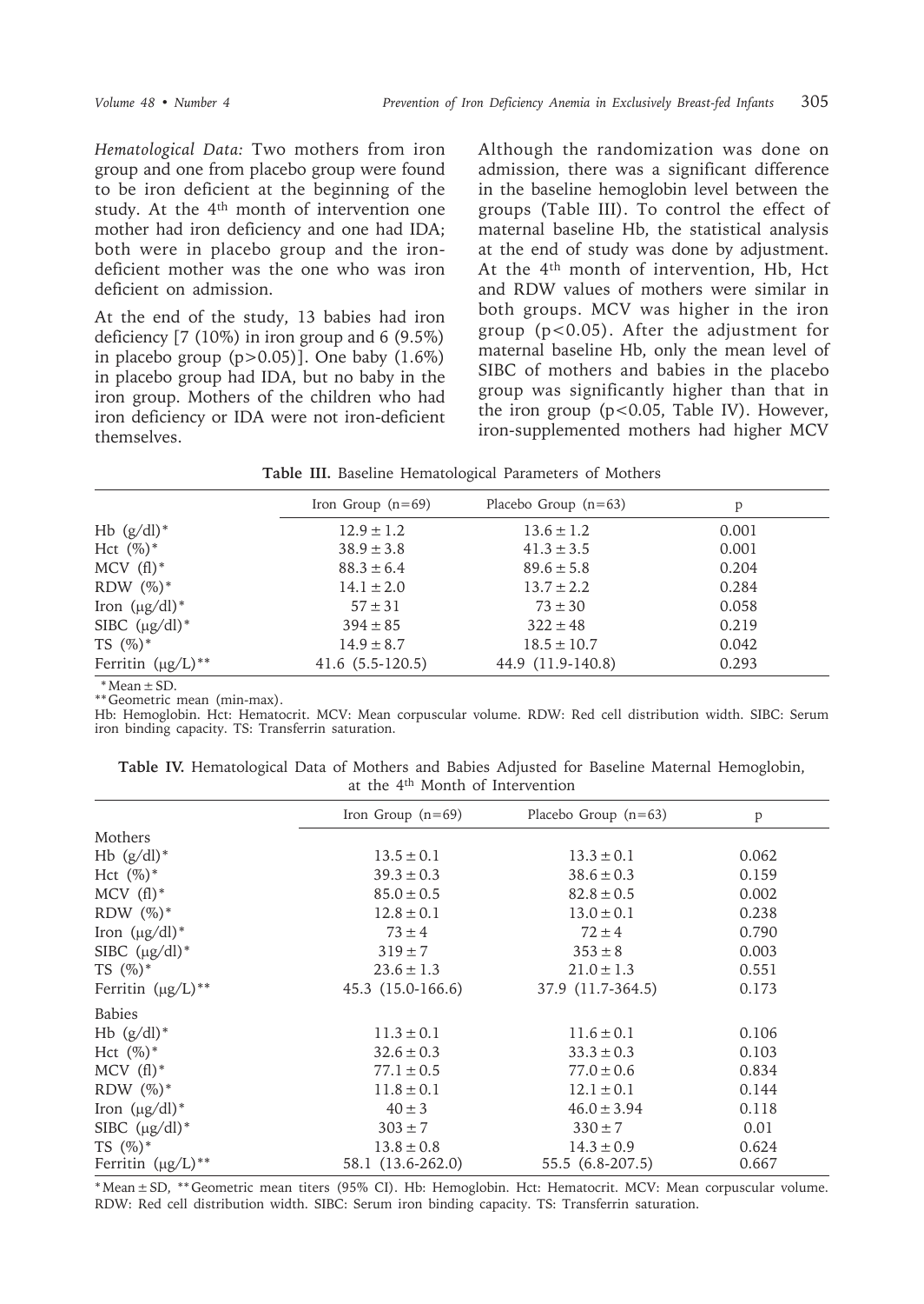*Hematological Data:* Two mothers from iron group and one from placebo group were found to be iron deficient at the beginning of the study. At the 4th month of intervention one mother had iron deficiency and one had IDA; both were in placebo group and the iron-deficient mother was the one who was iron deficient on admission.

At the end of the study, 13 babies had iron deficiency [7 (10%) in iron group and 6 (9.5%) in placebo group ($p>0.05$)]. One baby (1.6%) in placebo group had IDA, but no baby in the iron group. Mothers of the children who had iron deficiency or IDA were not iron-deficient themselves.

Although the randomization was done on admission, there was a significant difference in the baseline hemoglobin level between the groups (Table III). To control the effect of maternal baseline Hb, the statistical analysis at the end of study was done by adjustment. At the 4th month of intervention, Hb, Hct and RDW values of mothers were similar in both groups. MCV was higher in the iron group ($p<0.05$). After the adjustment for maternal baseline Hb, only the mean level of SIBC of mothers and babies in the placebo group was significantly higher than that in the iron group ($p<0.05$, Table IV). However, iron-supplemented mothers had higher MCV

**Table III.** Baseline Hematological Parameters of Mothers

| | Iron Group (n=69) | Placebo Group (n=63) | p |
|---|---|---|---|
| Hb (g/dl)* | 12.9 ± 1.2 | 13.6 ± 1.2 | 0.001 |
| Hct (%)* | 38.9 ± 3.8 | 41.3 ± 3.5 | 0.001 |
| MCV (fl)* | 88.3 ± 6.4 | 89.6 ± 5.8 | 0.204 |
| RDW (%)* | 14.1 ± 2.0 | 13.7 ± 2.2 | 0.284 |
| Iron (μg/dl)* | 57 ± 31 | 73 ± 30 | 0.058 |
| SIBC (μg/dl)* | 394 ± 85 | 322 ± 48 | 0.219 |
| TS (%)* | 14.9 ± 8.7 | 18.5 ± 10.7 | 0.042 |
| Ferritin (μg/L)** | 41.6 (5.5-120.5) | 44.9 (11.9-140.8) | 0.293 |

*Mean ± SD.
**Geometric mean (min-max).
Hb: Hemoglobin. Hct: Hematocrit. MCV: Mean corpuscular volume. RDW: Red cell distribution width. SIBC: Serum iron binding capacity. TS: Transferrin saturation.

**Table IV.** Hematological Data of Mothers and Babies Adjusted for Baseline Maternal Hemoglobin, at the 4th Month of Intervention

| | Iron Group (n=69) | Placebo Group (n=63) | p |
|---|---|---|---|
| Mothers | | | |
| Hb (g/dl)* | 13.5 ± 0.1 | 13.3 ± 0.1 | 0.062 |
| Hct (%)* | 39.3 ± 0.3 | 38.6 ± 0.3 | 0.159 |
| MCV (fl)* | 85.0 ± 0.5 | 82.8 ± 0.5 | 0.002 |
| RDW (%)* | 12.8 ± 0.1 | 13.0 ± 0.1 | 0.238 |
| Iron (μg/dl)* | 73 ± 4 | 72 ± 4 | 0.790 |
| SIBC (μg/dl)* | 319 ± 7 | 353 ± 8 | 0.003 |
| TS (%)* | 23.6 ± 1.3 | 21.0 ± 1.3 | 0.551 |
| Ferritin (μg/L)** | 45.3 (15.0-166.6) | 37.9 (11.7-364.5) | 0.173 |
| Babies | | | |
| Hb (g/dl)* | 11.3 ± 0.1 | 11.6 ± 0.1 | 0.106 |
| Hct (%)* | 32.6 ± 0.3 | 33.3 ± 0.3 | 0.103 |
| MCV (fl)* | 77.1 ± 0.5 | 77.0 ± 0.6 | 0.834 |
| RDW (%)* | 11.8 ± 0.1 | 12.1 ± 0.1 | 0.144 |
| Iron (μg/dl)* | 40 ± 3 | 46.0 ± 3.94 | 0.118 |
| SIBC (μg/dl)* | 303 ± 7 | 330 ± 7 | 0.01 |
| TS (%)* | 13.8 ± 0.8 | 14.3 ± 0.9 | 0.624 |
| Ferritin (μg/L)** | 58.1 (13.6-262.0) | 55.5 (6.8-207.5) | 0.667 |

*Mean ± SD, **Geometric mean titers (95% CI). Hb: Hemoglobin. Hct: Hematocrit. MCV: Mean corpuscular volume. RDW: Red cell distribution width. SIBC: Serum iron binding capacity. TS: Transferrin saturation.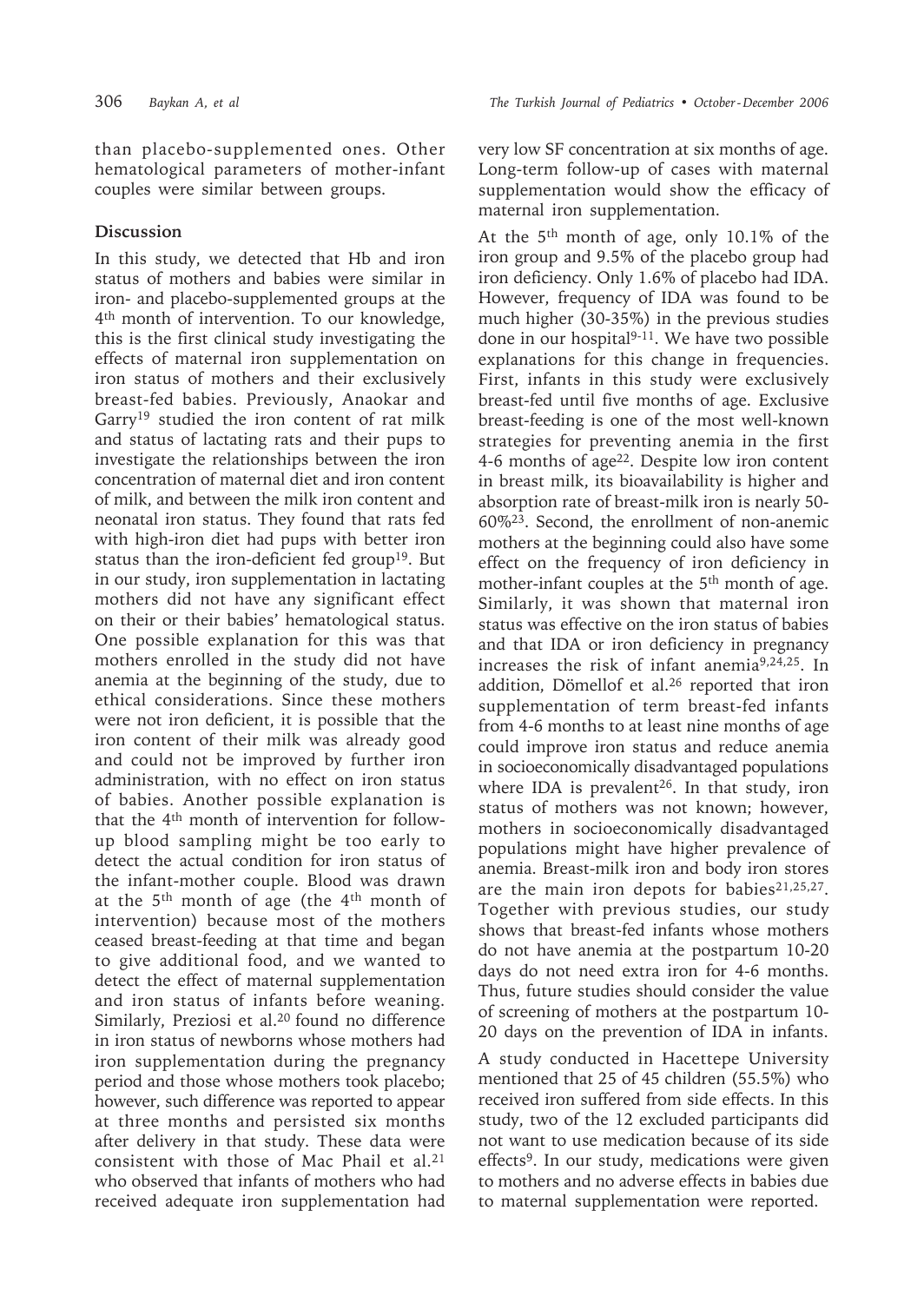than placebo-supplemented ones. Other hematological parameters of mother-infant couples were similar between groups.

## Discussion

In this study, we detected that Hb and iron status of mothers and babies were similar in iron- and placebo-supplemented groups at the 4th month of intervention. To our knowledge, this is the first clinical study investigating the effects of maternal iron supplementation on iron status of mothers and their exclusively breast-fed babies. Previously, Anaokar and Garry[19] studied the iron content of rat milk and status of lactating rats and their pups to investigate the relationships between the iron concentration of maternal diet and iron content of milk, and between the milk iron content and neonatal iron status. They found that rats fed with high-iron diet had pups with better iron status than the iron-deficient fed group[19]. But in our study, iron supplementation in lactating mothers did not have any significant effect on their or their babies' hematological status. One possible explanation for this was that mothers enrolled in the study did not have anemia at the beginning of the study, due to ethical considerations. Since these mothers were not iron deficient, it is possible that the iron content of their milk was already good and could not be improved by further iron administration, with no effect on iron status of babies. Another possible explanation is that the 4th month of intervention for follow-up blood sampling might be too early to detect the actual condition for iron status of the infant-mother couple. Blood was drawn at the 5th month of age (the 4th month of intervention) because most of the mothers ceased breast-feeding at that time and began to give additional food, and we wanted to detect the effect of maternal supplementation and iron status of infants before weaning. Similarly, Preziosi et al.[20] found no difference in iron status of newborns whose mothers had iron supplementation during the pregnancy period and those whose mothers took placebo; however, such difference was reported to appear at three months and persisted six months after delivery in that study. These data were consistent with those of Mac Phail et al.[21] who observed that infants of mothers who had received adequate iron supplementation had very low SF concentration at six months of age. Long-term follow-up of cases with maternal supplementation would show the efficacy of maternal iron supplementation.

At the 5th month of age, only 10.1% of the iron group and 9.5% of the placebo group had iron deficiency. Only 1.6% of placebo had IDA. However, frequency of IDA was found to be much higher (30-35%) in the previous studies done in our hospital[9-11]. We have two possible explanations for this change in frequencies. First, infants in this study were exclusively breast-fed until five months of age. Exclusive breast-feeding is one of the most well-known strategies for preventing anemia in the first 4-6 months of age[22]. Despite low iron content in breast milk, its bioavailability is higher and absorption rate of breast-milk iron is nearly 50-60%[23]. Second, the enrollment of non-anemic mothers at the beginning could also have some effect on the frequency of iron deficiency in mother-infant couples at the 5th month of age. Similarly, it was shown that maternal iron status was effective on the iron status of babies and that IDA or iron deficiency in pregnancy increases the risk of infant anemia[9,24,25]. In addition, Dömellof et al.[26] reported that iron supplementation of term breast-fed infants from 4-6 months to at least nine months of age could improve iron status and reduce anemia in socioeconomically disadvantaged populations where IDA is prevalent[26]. In that study, iron status of mothers was not known; however, mothers in socioeconomically disadvantaged populations might have higher prevalence of anemia. Breast-milk iron and body iron stores are the main iron depots for babies[21,25,27]. Together with previous studies, our study shows that breast-fed infants whose mothers do not have anemia at the postpartum 10-20 days do not need extra iron for 4-6 months. Thus, future studies should consider the value of screening of mothers at the postpartum 10-20 days on the prevention of IDA in infants.

A study conducted in Hacettepe University mentioned that 25 of 45 children (55.5%) who received iron suffered from side effects. In this study, two of the 12 excluded participants did not want to use medication because of its side effects[9]. In our study, medications were given to mothers and no adverse effects in babies due to maternal supplementation were reported.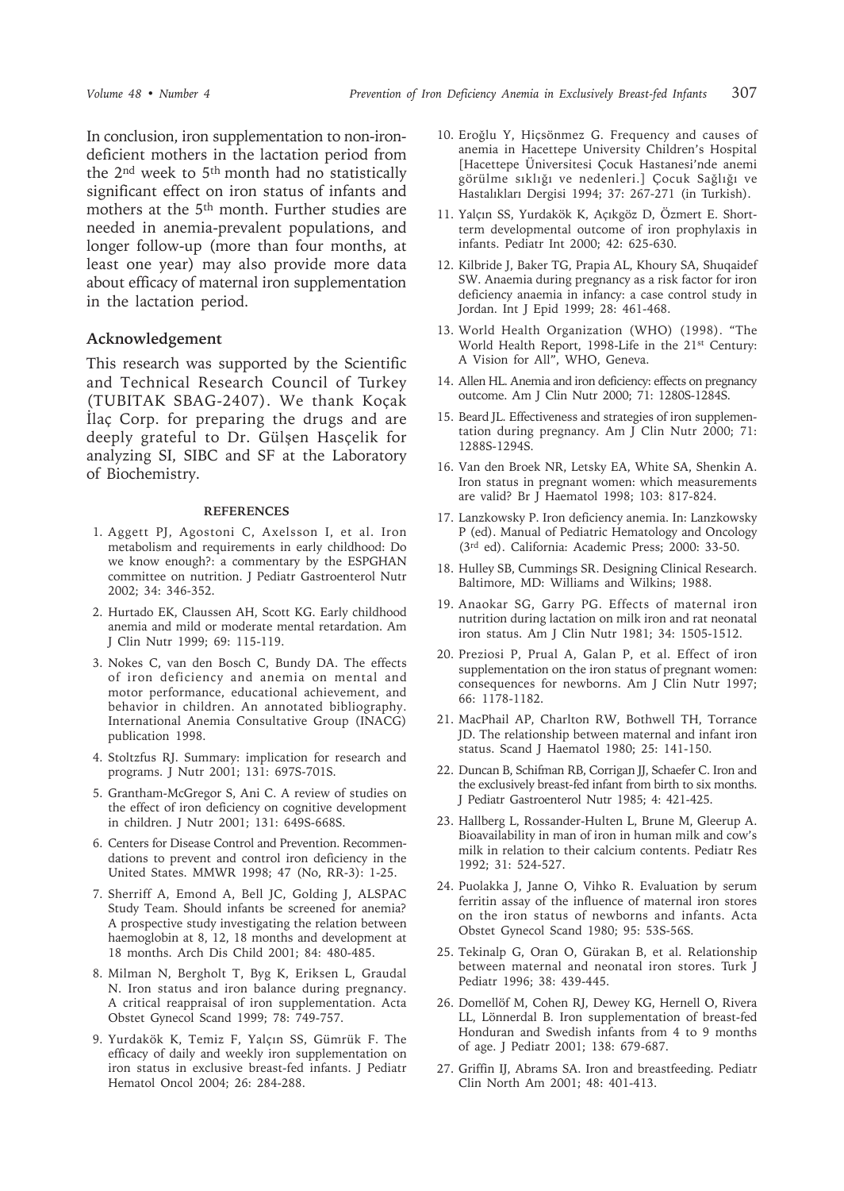In conclusion, iron supplementation to non-iron-deficient mothers in the lactation period from the 2nd week to 5th month had no statistically significant effect on iron status of infants and mothers at the 5th month. Further studies are needed in anemia-prevalent populations, and longer follow-up (more than four months, at least one year) may also provide more data about efficacy of maternal iron supplementation in the lactation period.

## Acknowledgement

This research was supported by the Scientific and Technical Research Council of Turkey (TUBITAK SBAG-2407). We thank Koçak İlaç Corp. for preparing the drugs and are deeply grateful to Dr. Gülşen Hasçelik for analyzing SI, SIBC and SF at the Laboratory of Biochemistry.

## REFERENCES

1. Aggett PJ, Agostoni C, Axelsson I, et al. Iron metabolism and requirements in early childhood: Do we know enough?: a commentary by the ESPGHAN committee on nutrition. J Pediatr Gastroenterol Nutr 2002; 34: 346-352.
2. Hurtado EK, Claussen AH, Scott KG. Early childhood anemia and mild or moderate mental retardation. Am J Clin Nutr 1999; 69: 115-119.
3. Nokes C, van den Bosch C, Bundy DA. The effects of iron deficiency and anemia on mental and motor performance, educational achievement, and behavior in children. An annotated bibliography. International Anemia Consultative Group (INACG) publication 1998.
4. Stoltzfus RJ. Summary: implication for research and programs. J Nutr 2001; 131: 697S-701S.
5. Grantham-McGregor S, Ani C. A review of studies on the effect of iron deficiency on cognitive development in children. J Nutr 2001; 131: 649S-668S.
6. Centers for Disease Control and Prevention. Recommendations to prevent and control iron deficiency in the United States. MMWR 1998; 47 (No, RR-3): 1-25.
7. Sherriff A, Emond A, Bell JC, Golding J, ALSPAC Study Team. Should infants be screened for anemia? A prospective study investigating the relation between haemoglobin at 8, 12, 18 months and development at 18 months. Arch Dis Child 2001; 84: 480-485.
8. Milman N, Bergholt T, Byg K, Eriksen L, Graudal N. Iron status and iron balance during pregnancy. A critical reappraisal of iron supplementation. Acta Obstet Gynecol Scand 1999; 78: 749-757.
9. Yurdakök K, Temiz F, Yalçın SS, Gümrük F. The efficacy of daily and weekly iron supplementation on iron status in exclusive breast-fed infants. J Pediatr Hematol Oncol 2004; 26: 284-288.
10. Eroğlu Y, Hiçsönmez G. Frequency and causes of anemia in Hacettepe University Children's Hospital [Hacettepe Üniversitesi Çocuk Hastanesi'nde anemi görülme sıklığı ve nedenleri.] Çocuk Sağlığı ve Hastalıkları Dergisi 1994; 37: 267-271 (in Turkish).
11. Yalçın SS, Yurdakök K, Açıkgöz D, Özmert E. Short-term developmental outcome of iron prophylaxis in infants. Pediatr Int 2000; 42: 625-630.
12. Kilbride J, Baker TG, Prapia AL, Khoury SA, Shuqaidef SW. Anaemia during pregnancy as a risk factor for iron deficiency anaemia in infancy: a case control study in Jordan. Int J Epid 1999; 28: 461-468.
13. World Health Organization (WHO) (1998). "The World Health Report, 1998-Life in the 21st Century: A Vision for All", WHO, Geneva.
14. Allen HL. Anemia and iron deficiency: effects on pregnancy outcome. Am J Clin Nutr 2000; 71: 1280S-1284S.
15. Beard JL. Effectiveness and strategies of iron supplementation during pregnancy. Am J Clin Nutr 2000; 71: 1288S-1294S.
16. Van den Broek NR, Letsky EA, White SA, Shenkin A. Iron status in pregnant women: which measurements are valid? Br J Haematol 1998; 103: 817-824.
17. Lanzkowsky P. Iron deficiency anemia. In: Lanzkowsky P (ed). Manual of Pediatric Hematology and Oncology (3rd ed). California: Academic Press; 2000: 33-50.
18. Hulley SB, Cummings SR. Designing Clinical Research. Baltimore, MD: Williams and Wilkins; 1988.
19. Anaokar SG, Garry PG. Effects of maternal iron nutrition during lactation on milk iron and rat neonatal iron status. Am J Clin Nutr 1981; 34: 1505-1512.
20. Preziosi P, Prual A, Galan P, et al. Effect of iron supplementation on the iron status of pregnant women: consequences for newborns. Am J Clin Nutr 1997; 66: 1178-1182.
21. MacPhail AP, Charlton RW, Bothwell TH, Torrance JD. The relationship between maternal and infant iron status. Scand J Haematol 1980; 25: 141-150.
22. Duncan B, Schifman RB, Corrigan JJ, Schaefer C. Iron and the exclusively breast-fed infant from birth to six months. J Pediatr Gastroenterol Nutr 1985; 4: 421-425.
23. Hallberg L, Rossander-Hulten L, Brune M, Gleerup A. Bioavailability in man of iron in human milk and cow's milk in relation to their calcium contents. Pediatr Res 1992; 31: 524-527.
24. Puolakka J, Janne O, Vihko R. Evaluation by serum ferritin assay of the influence of maternal iron stores on the iron status of newborns and infants. Acta Obstet Gynecol Scand 1980; 95: 53S-56S.
25. Tekinalp G, Oran O, Gürakan B, et al. Relationship between maternal and neonatal iron stores. Turk J Pediatr 1996; 38: 439-445.
26. Domellöf M, Cohen RJ, Dewey KG, Hernell O, Rivera LL, Lönnerdal B. Iron supplementation of breast-fed Honduran and Swedish infants from 4 to 9 months of age. J Pediatr 2001; 138: 679-687.
27. Griffin IJ, Abrams SA. Iron and breastfeeding. Pediatr Clin North Am 2001; 48: 401-413.